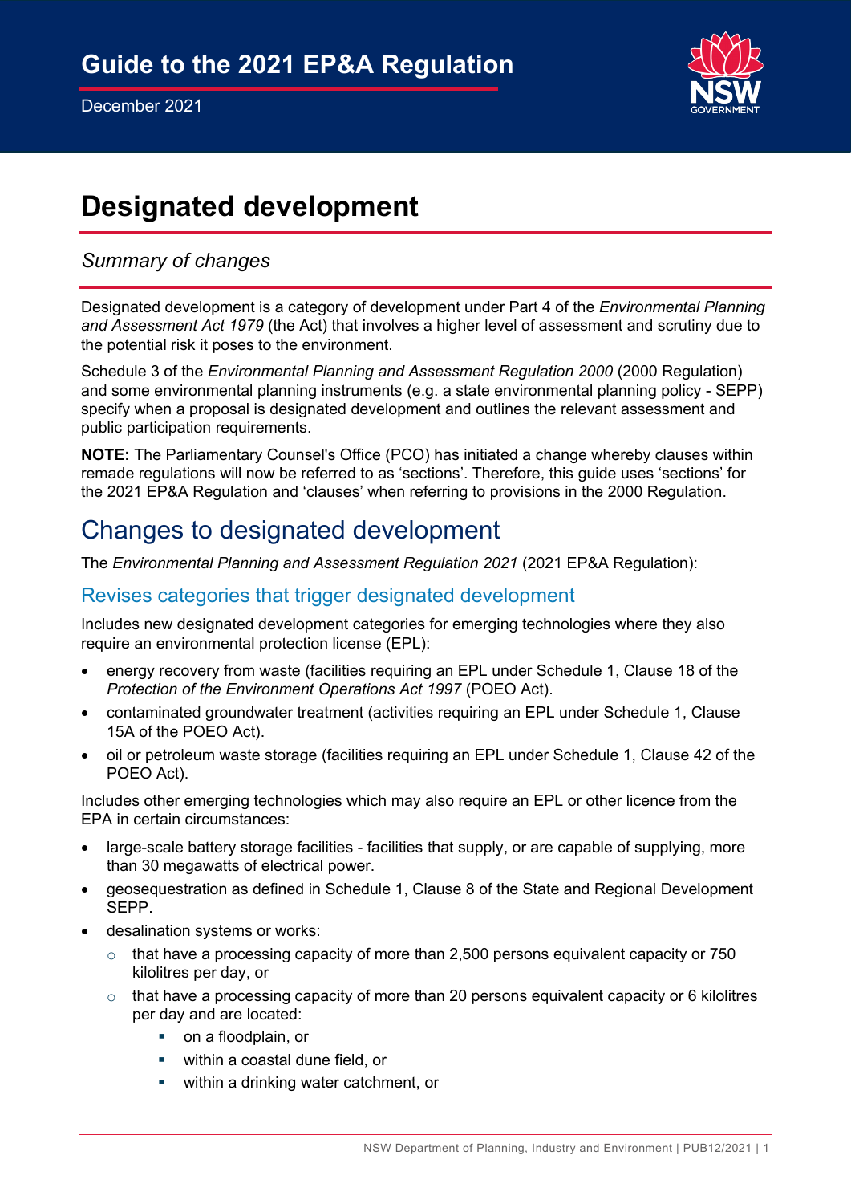# Guide to the 2021 EP&A Regulation

December 2021

# Designated development

*Summary of changes*

Designated development is a category of development under Part 4 of the *Environmental Planning and Assessment Act 1979* (the Act) that involves a higher level of assessment and scrutiny due to the potential risk it poses to the environment.

Schedule 3 of the *Environmental Planning and Assessment Regulation 2000* (2000 Regulation) and some environmental planning instruments (e.g. a state environmental planning policy - SEPP) specify when a proposal is designated development and outlines the relevant assessment and public participation requirements.

**NOTE:** The Parliamentary Counsel's Office (PCO) has initiated a change whereby clauses within remade regulations will now be referred to as 'sections'. Therefore, this guide uses 'sections' for the 2021 EP&A Regulation and 'clauses' when referring to provisions in the 2000 Regulation.

## Changes to designated development

The *Environmental Planning and Assessment Regulation 2021* (2021 EP&A Regulation):

### Revises categories that trigger designated development

Includes new designated development categories for emerging technologies where they also require an environmental protection license (EPL):

- energy recovery from waste (facilities requiring an EPL under Schedule 1, Clause 18 of the *Protection of the Environment Operations Act 1997* (POEO Act).
- contaminated groundwater treatment (activities requiring an EPL under Schedule 1, Clause 15A of the POEO Act).
- oil or petroleum waste storage (facilities requiring an EPL under Schedule 1, Clause 42 of the POEO Act).

Includes other emerging technologies which may also require an EPL or other licence from the EPA in certain circumstances:

- large-scale battery storage facilities - facilities that supply, or are capable of supplying, more than 30 megawatts of electrical power.
- geosequestration as defined in Schedule 1, Clause 8 of the State and Regional Development SEPP.
- desalination systems or works:
  - that have a processing capacity of more than 2,500 persons equivalent capacity or 750 kilolitres per day, or
  - that have a processing capacity of more than 20 persons equivalent capacity or 6 kilolitres per day and are located:
    - on a floodplain, or
    - within a coastal dune field, or
    - within a drinking water catchment, or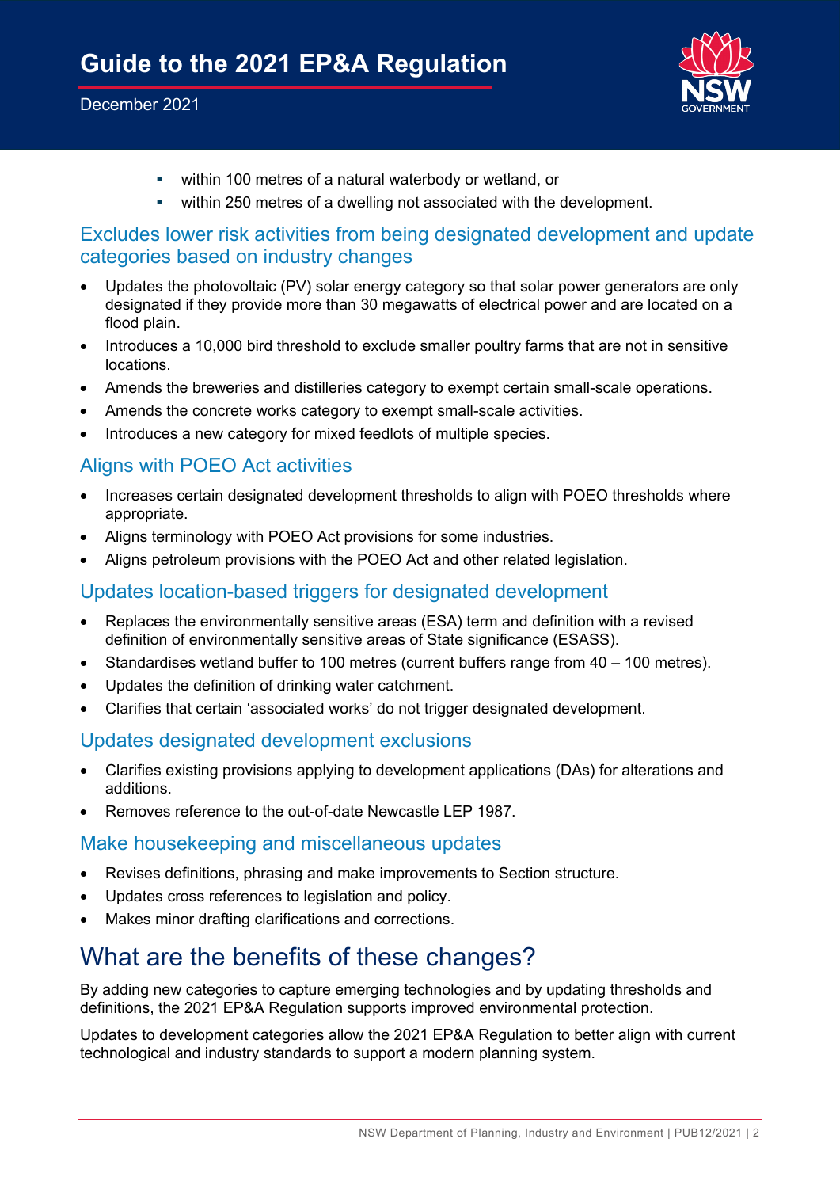- within 100 metres of a natural waterbody or wetland, or
- within 250 metres of a dwelling not associated with the development.

### Excludes lower risk activities from being designated development and update categories based on industry changes

- Updates the photovoltaic (PV) solar energy category so that solar power generators are only designated if they provide more than 30 megawatts of electrical power and are located on a flood plain.
- Introduces a 10,000 bird threshold to exclude smaller poultry farms that are not in sensitive locations.
- Amends the breweries and distilleries category to exempt certain small-scale operations.
- Amends the concrete works category to exempt small-scale activities.
- Introduces a new category for mixed feedlots of multiple species.

### Aligns with POEO Act activities

- Increases certain designated development thresholds to align with POEO thresholds where appropriate.
- Aligns terminology with POEO Act provisions for some industries.
- Aligns petroleum provisions with the POEO Act and other related legislation.

### Updates location-based triggers for designated development

- Replaces the environmentally sensitive areas (ESA) term and definition with a revised definition of environmentally sensitive areas of State significance (ESASS).
- Standardises wetland buffer to 100 metres (current buffers range from 40 – 100 metres).
- Updates the definition of drinking water catchment.
- Clarifies that certain 'associated works' do not trigger designated development.

### Updates designated development exclusions

- Clarifies existing provisions applying to development applications (DAs) for alterations and additions.
- Removes reference to the out-of-date Newcastle LEP 1987.

### Make housekeeping and miscellaneous updates

- Revises definitions, phrasing and make improvements to Section structure.
- Updates cross references to legislation and policy.
- Makes minor drafting clarifications and corrections.

## What are the benefits of these changes?

By adding new categories to capture emerging technologies and by updating thresholds and definitions, the 2021 EP&A Regulation supports improved environmental protection.

Updates to development categories allow the 2021 EP&A Regulation to better align with current technological and industry standards to support a modern planning system.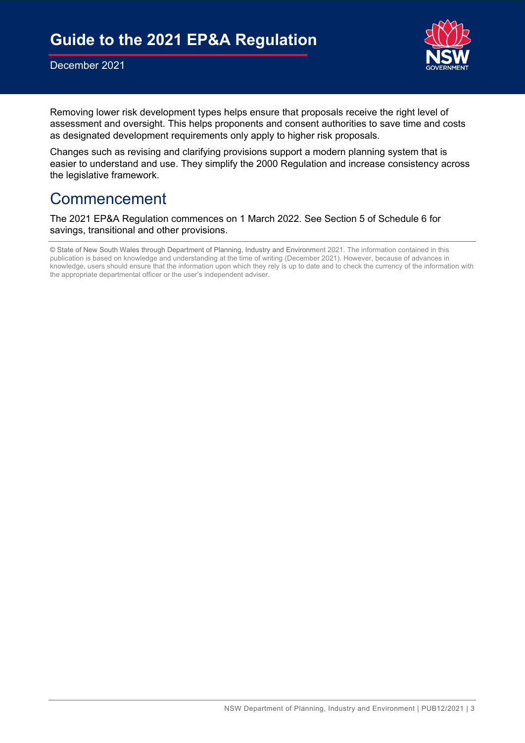Removing lower risk development types helps ensure that proposals receive the right level of assessment and oversight. This helps proponents and consent authorities to save time and costs as designated development requirements only apply to higher risk proposals.

Changes such as revising and clarifying provisions support a modern planning system that is easier to understand and use. They simplify the 2000 Regulation and increase consistency across the legislative framework.

## Commencement

The 2021 EP&A Regulation commences on 1 March 2022. See Section 5 of Schedule 6 for savings, transitional and other provisions.

© State of New South Wales through Department of Planning, Industry and Environment 2021. The information contained in this publication is based on knowledge and understanding at the time of writing (December 2021). However, because of advances in knowledge, users should ensure that the information upon which they rely is up to date and to check the currency of the information with the appropriate departmental officer or the user's independent adviser.